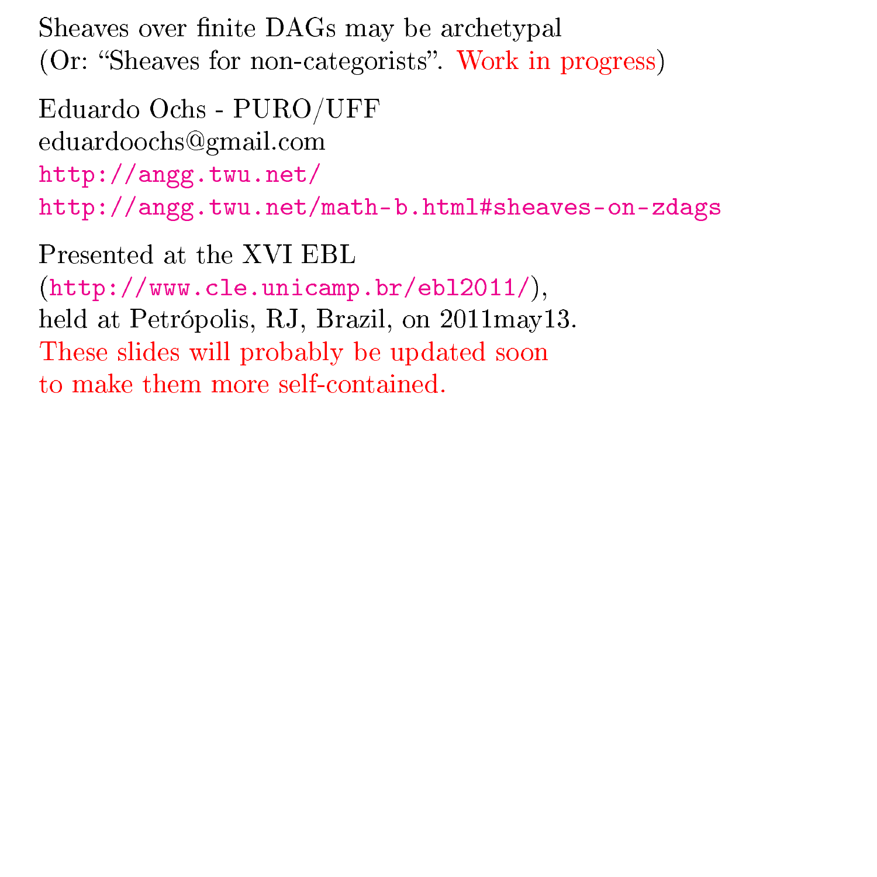# Sheaves over finite DAGs may be archetypal

(Or: "Sheaves for non-categorists". Work in progress)

Eduardo Ochs - PURO/UFF
eduardoochs@gmail.com
http://angg.twu.net/
http://angg.twu.net/math-b.html#sheaves-on-zdags

Presented at the XVI EBL
(http://www.cle.unicamp.br/ebl2011/),
held at Petrópolis, RJ, Brazil, on 2011may13.
These slides will probably be updated soon
to make them more self-contained.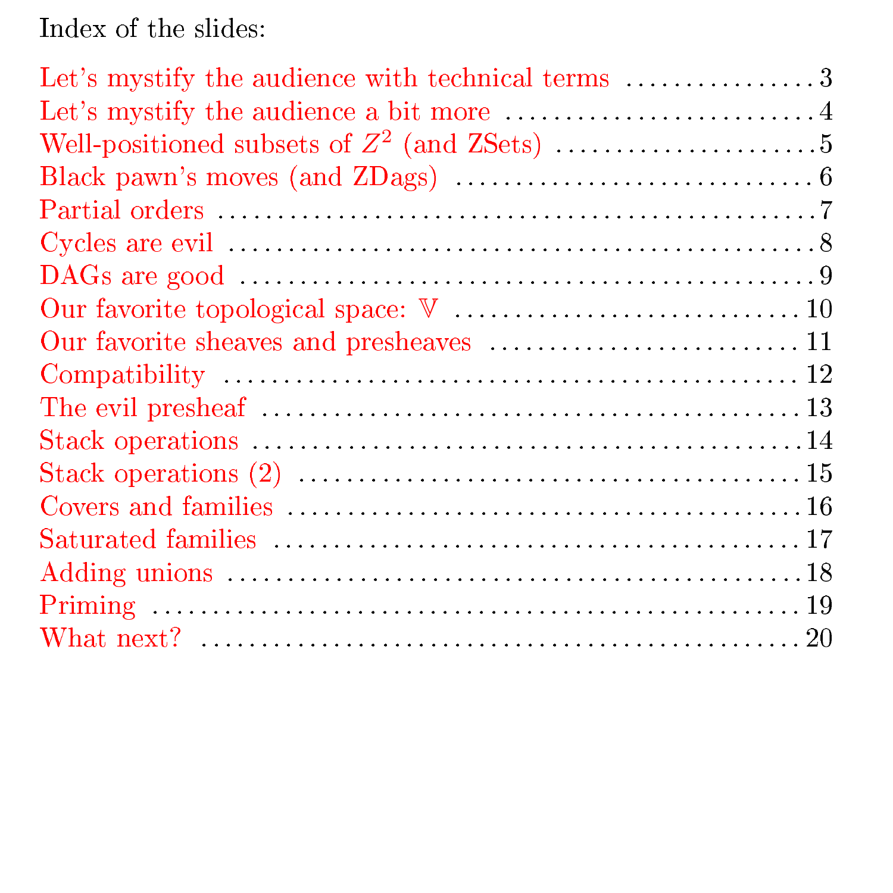Index of the slides:

- Let's mystify the audience with technical terms ... 3
- Let's mystify the audience a bit more ... 4
- Well-positioned subsets of $Z^2$ (and ZSets) ... 5
- Black pawn's moves (and ZDags) ... 6
- Partial orders ... 7
- Cycles are evil ... 8
- DAGs are good ... 9
- Our favorite topological space: $\mathbb{V}$ ... 10
- Our favorite sheaves and presheaves ... 11
- Compatibility ... 12
- The evil presheaf ... 13
- Stack operations ... 14
- Stack operations (2) ... 15
- Covers and families ... 16
- Saturated families ... 17
- Adding unions ... 18
- Priming ... 19
- What next? ... 20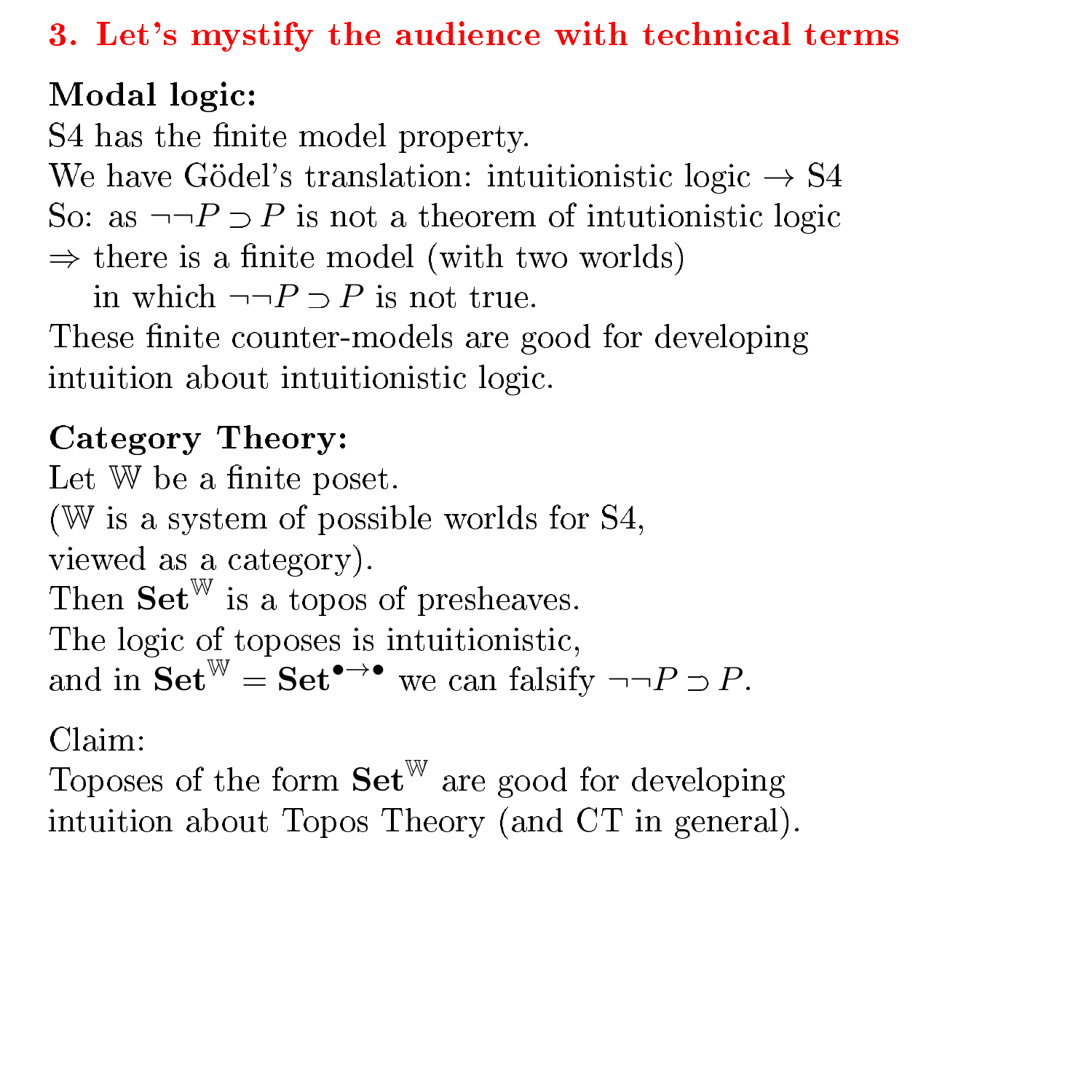## 3. Let's mystify the audience with technical terms

**Modal logic:**
S4 has the finite model property.
We have Gödel's translation: intuitionistic logic $\to$ S4
So: as $\neg\neg P \supset P$ is not a theorem of intutionistic logic
$\Rightarrow$ there is a finite model (with two worlds)
  in which $\neg\neg P \supset P$ is not true.
These finite counter-models are good for developing intuition about intuitionistic logic.

**Category Theory:**
Let $\mathbb{W}$ be a finite poset.
($\mathbb{W}$ is a system of possible worlds for S4, viewed as a category).
Then $\mathbf{Set}^{\mathbb{W}}$ is a topos of presheaves.
The logic of toposes is intuitionistic,
and in $\mathbf{Set}^{\mathbb{W}} = \mathbf{Set}^{\bullet \to \bullet}$ we can falsify $\neg\neg P \supset P$.

Claim:
Toposes of the form $\mathbf{Set}^{\mathbb{W}}$ are good for developing intuition about Topos Theory (and CT in general).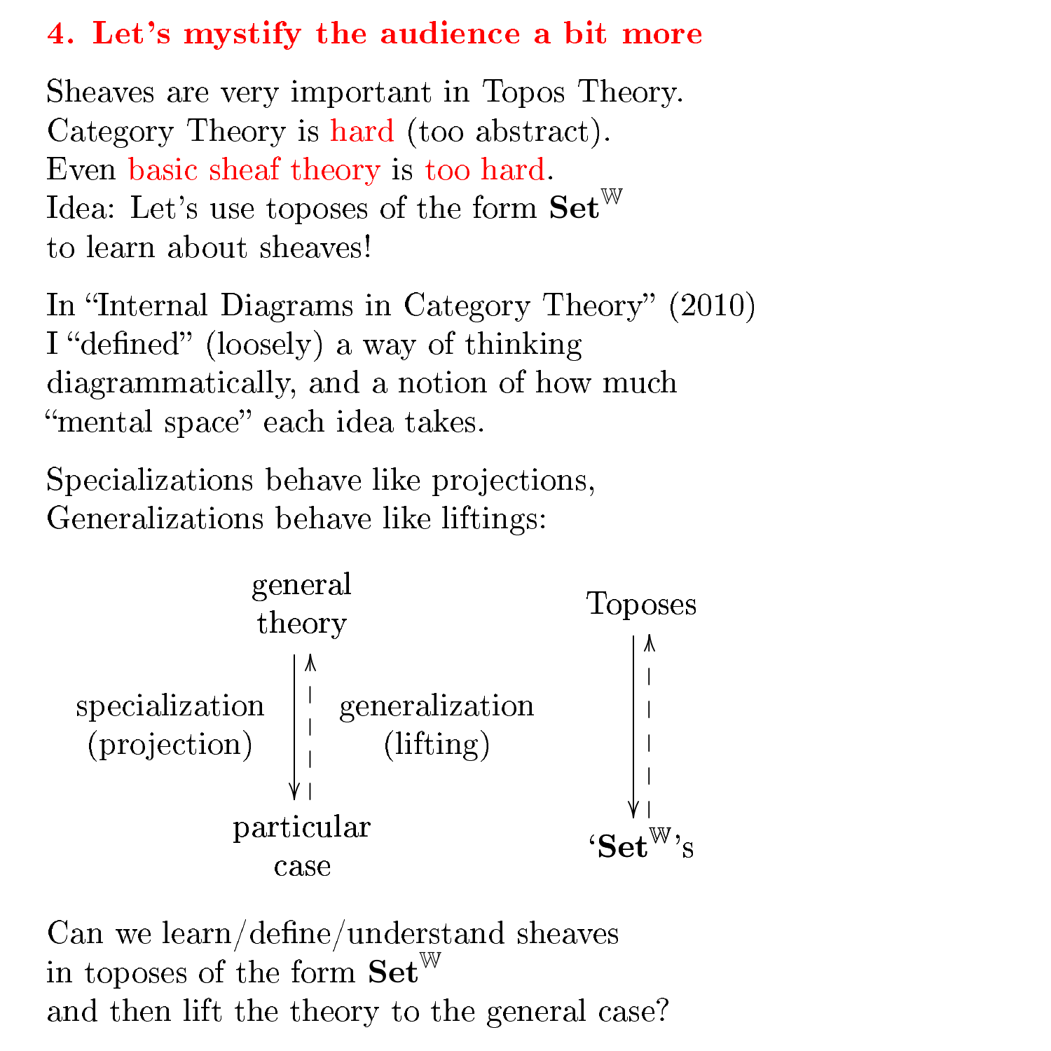## 4. Let's mystify the audience a bit more

Sheaves are very important in Topos Theory.
Category Theory is hard (too abstract).
Even basic sheaf theory is too hard.
Idea: Let's use toposes of the form $\mathbf{Set}^{\mathbb{W}}$ to learn about sheaves!

In "Internal Diagrams in Category Theory" (2010) I "defined" (loosely) a way of thinking diagrammatically, and a notion of how much "mental space" each idea takes.

Specializations behave like projections,
Generalizations behave like liftings:

general theory

specialization (projection) ↓ ⇡ generalization (lifting)

particular case

Toposes

↓ ⇡

'$\mathbf{Set}^{\mathbb{W}}$'s

Can we learn/define/understand sheaves in toposes of the form $\mathbf{Set}^{\mathbb{W}}$ and then lift the theory to the general case?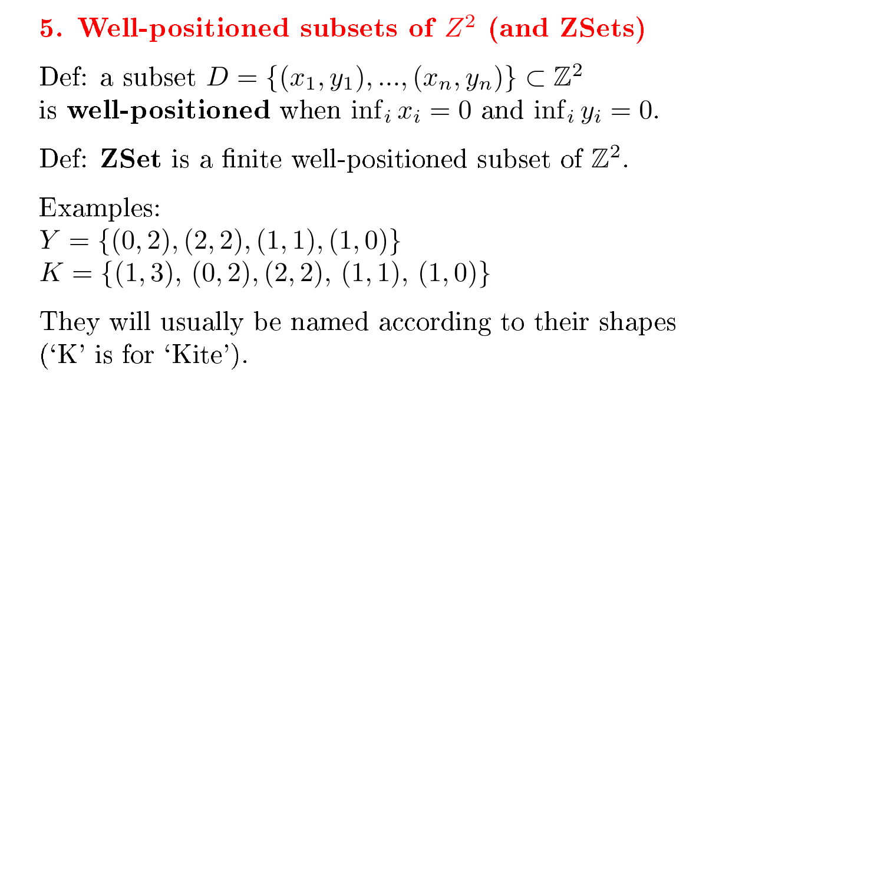## 5. Well-positioned subsets of $Z^2$ (and ZSets)

Def: a subset $D = \{(x_1, y_1), ..., (x_n, y_n)\} \subset \mathbb{Z}^2$
is **well-positioned** when $\inf_i x_i = 0$ and $\inf_i y_i = 0$.

Def: **ZSet** is a finite well-positioned subset of $\mathbb{Z}^2$.

Examples:
$Y = \{(0, 2), (2, 2), (1, 1), (1, 0)\}$
$K = \{(1, 3),\ (0, 2), (2, 2),\ (1, 1),\ (1, 0)\}$

They will usually be named according to their shapes
('K' is for 'Kite').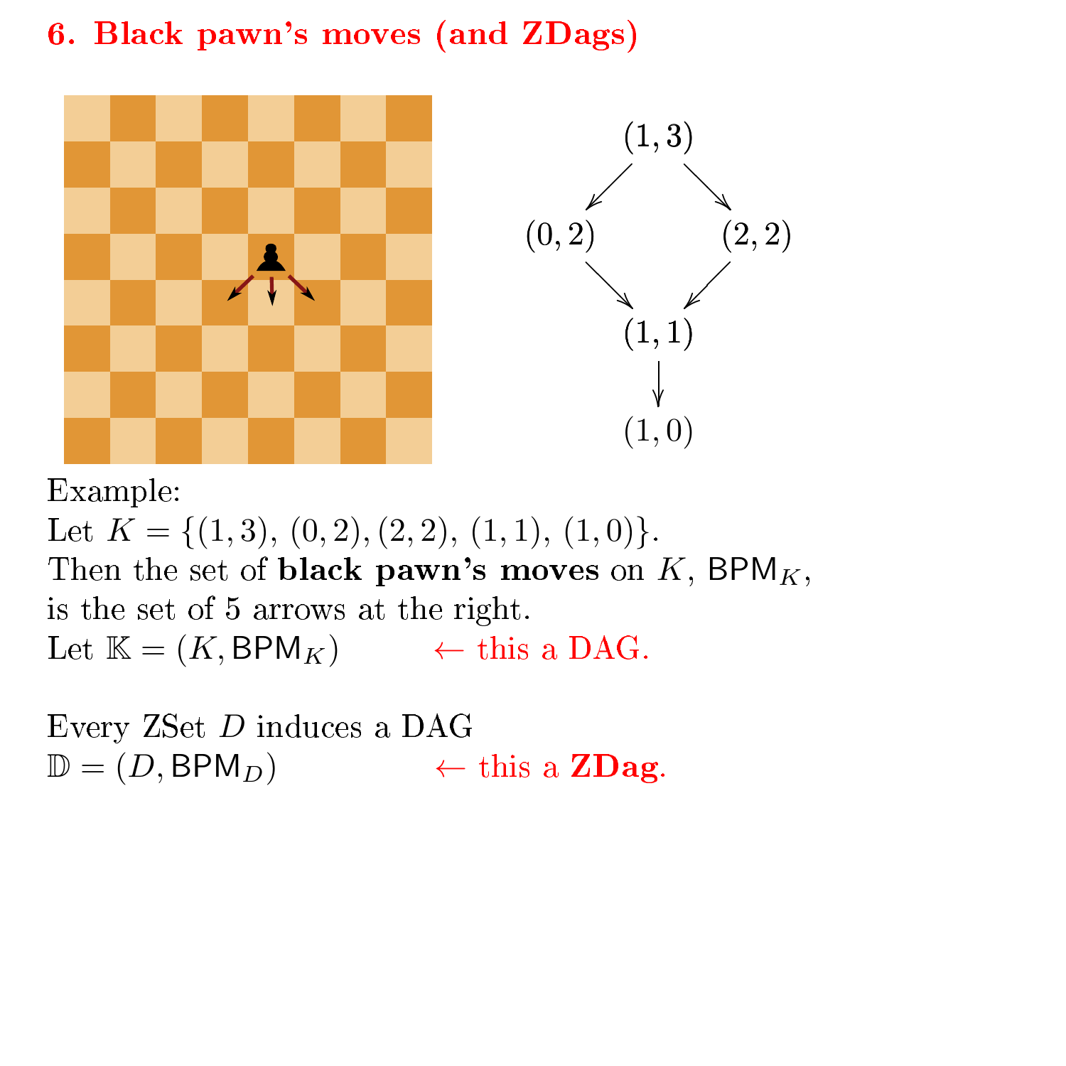# 6. Black pawn's moves (and ZDags)

Example:
Let $K = \{(1,3),\ (0,2),(2,2),\ (1,1),\ (1,0)\}$.
Then the set of **black pawn's moves** on $K$, $\mathsf{BPM}_K$, is the set of 5 arrows at the right.
Let $\mathbb{K} = (K, \mathsf{BPM}_K)$ ← this a DAG.

Every ZSet $D$ induces a DAG
$\mathbb{D} = (D, \mathsf{BPM}_D)$ ← this a **ZDag**.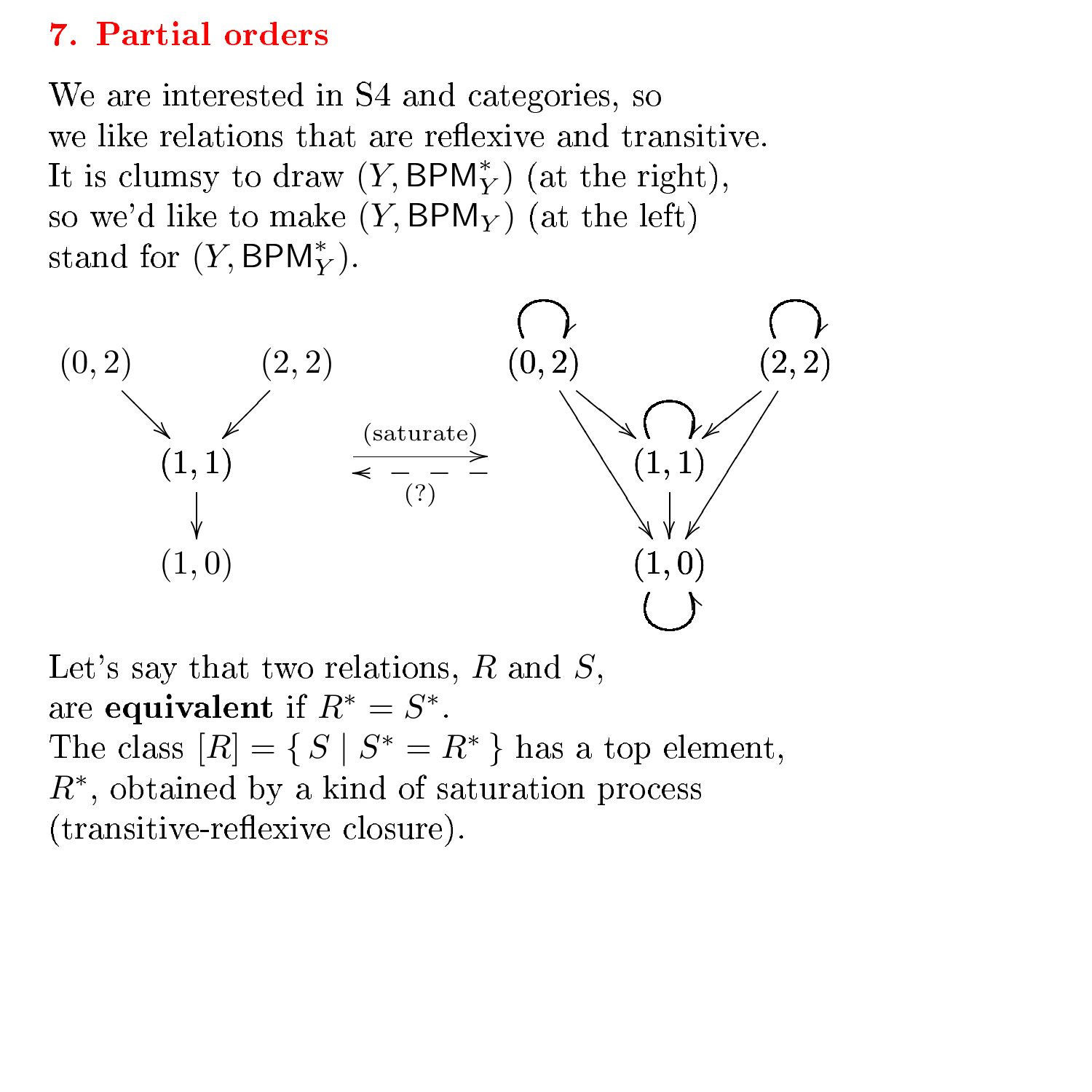# 7. Partial orders

We are interested in S4 and categories, so we like relations that are reflexive and transitive. It is clumsy to draw $(Y, \mathsf{BPM}^*_Y)$ (at the right), so we'd like to make $(Y, \mathsf{BPM}_Y)$ (at the left) stand for $(Y, \mathsf{BPM}^*_Y)$.

$$
\begin{array}{ccc}
\begin{array}{ccc}
(0,2) & & (2,2) \\
& \searrow \quad \swarrow & \\
& (1,1) & \\
& \downarrow & \\
& (1,0) &
\end{array}
&
\begin{array}{c}
\xrightarrow{\text{(saturate)}} \\
\underset{(?)}{\dashleftarrow}
\end{array}
&
\begin{array}{ccc}
\circlearrowleft (0,2) & & (2,2) \circlearrowleft \\
& \searrow \; \circlearrowleft (1,1) \; \swarrow & \\
& \downarrow & \\
& (1,0) \circlearrowleft &
\end{array}
\end{array}
$$

(In the right diagram, $(0,2)$ and $(2,2)$ also have arrows directly to $(1,0)$.)

Let's say that two relations, $R$ and $S$, are **equivalent** if $R^* = S^*$.
The class $[R] = \{ S \mid S^* = R^* \}$ has a top element, $R^*$, obtained by a kind of saturation process (transitive-reflexive closure).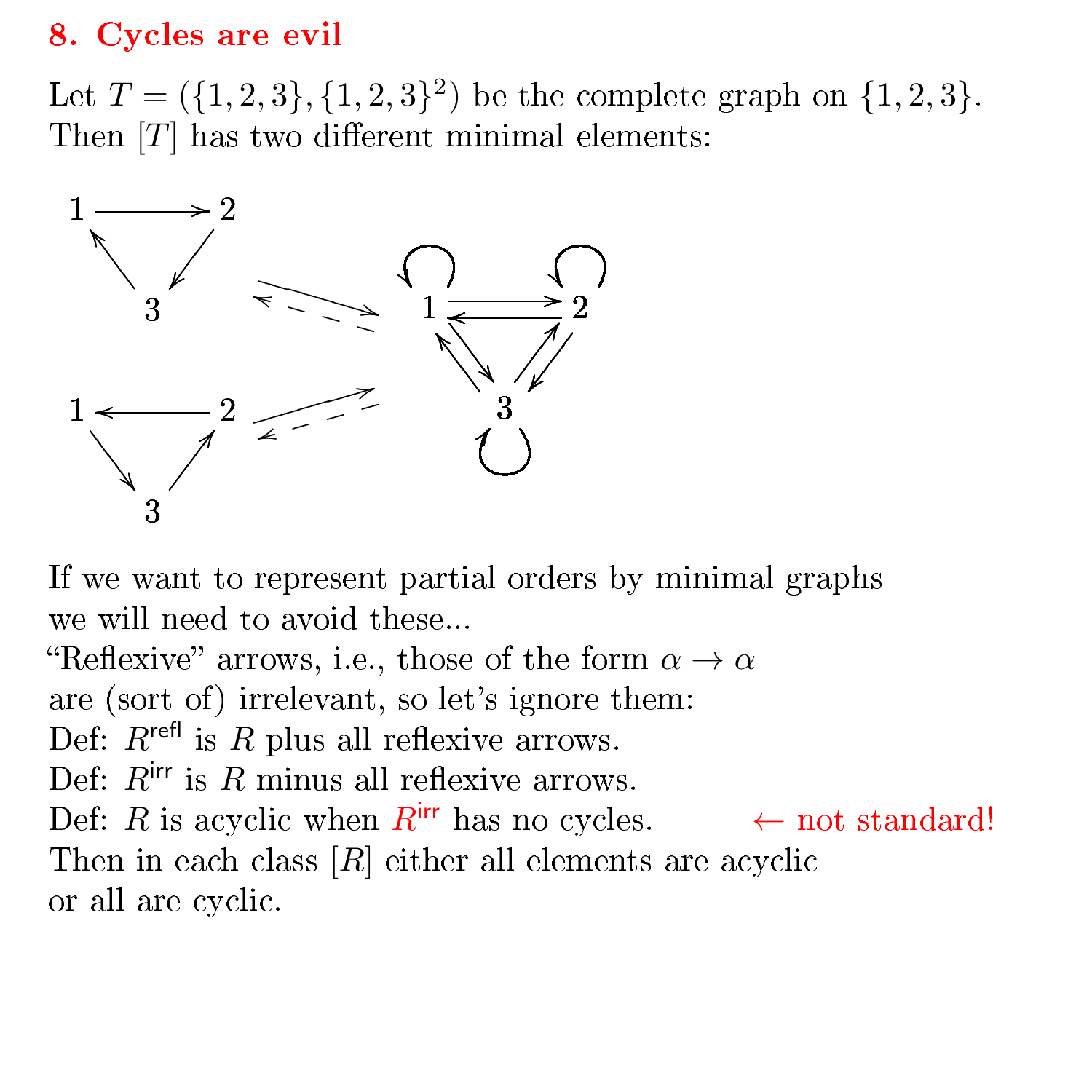## 8. Cycles are evil

Let $T = (\{1,2,3\}, \{1,2,3\}^2)$ be the complete graph on $\{1,2,3\}$. Then $[T]$ has two different minimal elements:

If we want to represent partial orders by minimal graphs we will need to avoid these...
"Reflexive" arrows, i.e., those of the form $\alpha \to \alpha$ are (sort of) irrelevant, so let's ignore them:
Def: $R^{\mathsf{refl}}$ is $R$ plus all reflexive arrows.
Def: $R^{\mathsf{irr}}$ is $R$ minus all reflexive arrows.
Def: $R$ is acyclic when $R^{\mathsf{irr}}$ has no cycles. ← not standard!
Then in each class $[R]$ either all elements are acyclic or all are cyclic.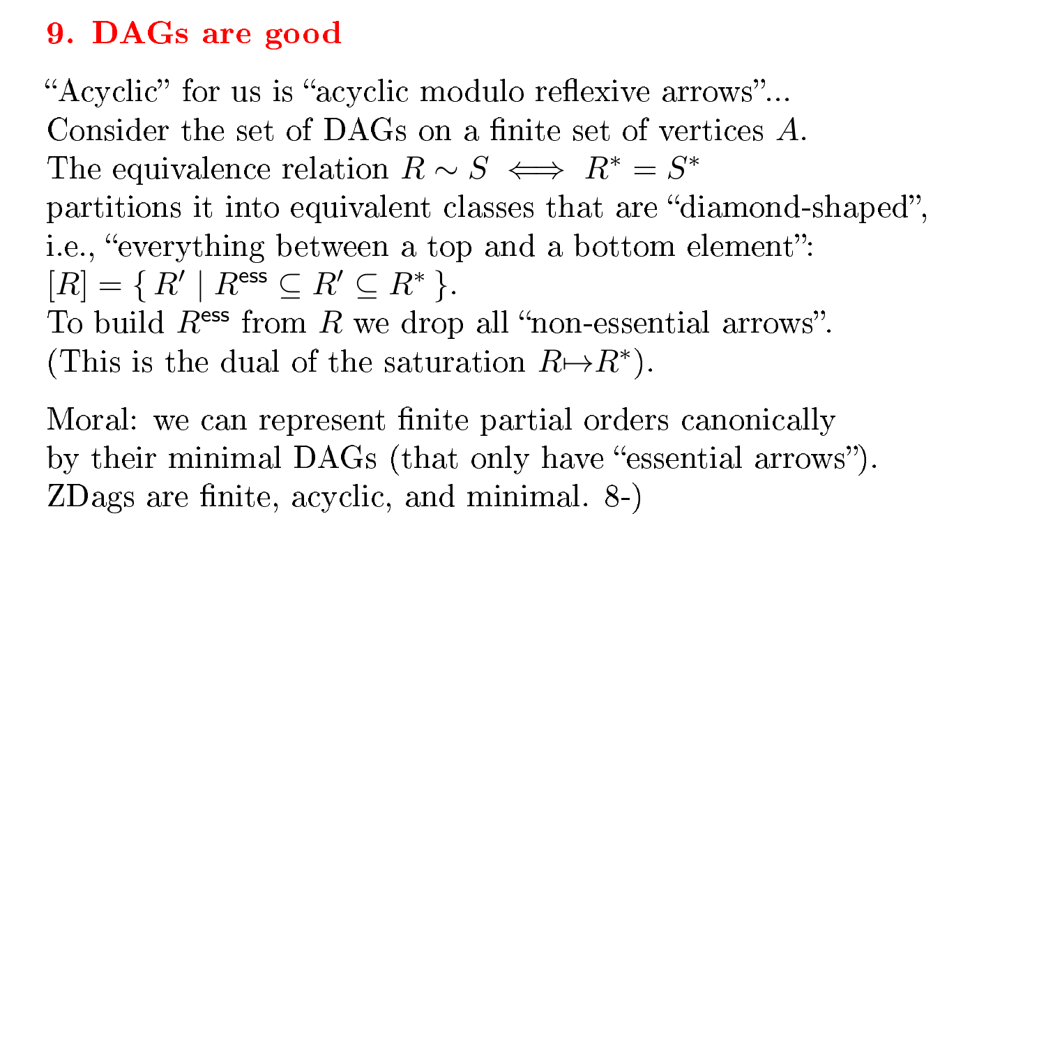## 9. DAGs are good

"Acyclic" for us is "acyclic modulo reflexive arrows"...
Consider the set of DAGs on a finite set of vertices $A$.
The equivalence relation $R \sim S \iff R^* = S^*$
partitions it into equivalent classes that are "diamond-shaped",
i.e., "everything between a top and a bottom element":
$[R] = \{ R' \mid R^{\mathsf{ess}} \subseteq R' \subseteq R^* \}$.
To build $R^{\mathsf{ess}}$ from $R$ we drop all "non-essential arrows".
(This is the dual of the saturation $R \mapsto R^*$).

Moral: we can represent finite partial orders canonically
by their minimal DAGs (that only have "essential arrows").
ZDags are finite, acyclic, and minimal. 8-)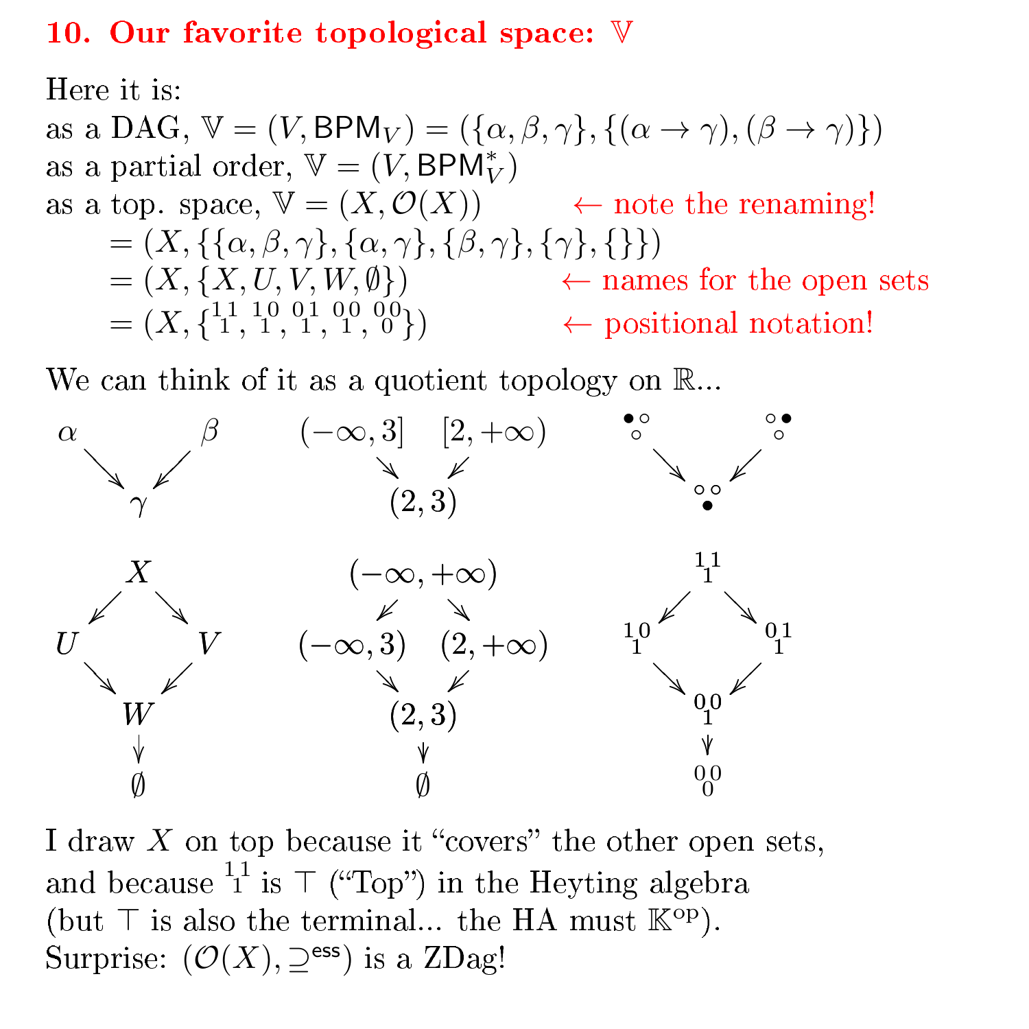## 10. Our favorite topological space: $\mathbb{V}$

Here it is:

as a DAG, $\mathbb{V} = (V, \mathsf{BPM}_V) = (\{\alpha, \beta, \gamma\}, \{(\alpha \to \gamma), (\beta \to \gamma)\})$

as a partial order, $\mathbb{V} = (V, \mathsf{BPM}_V^*)$

as a top. space, $\mathbb{V} = (X, \mathcal{O}(X))$ ← note the renaming!

$\quad = (X, \{\{\alpha, \beta, \gamma\}, \{\alpha, \gamma\}, \{\beta, \gamma\}, \{\gamma\}, \{\}\})$

$\quad = (X, \{X, U, V, W, \emptyset\})$ ← names for the open sets

$\quad = (X, \{{}^{1\,1}_{\;1}, {}^{1\,0}_{\;1}, {}^{0\,1}_{\;1}, {}^{0\,0}_{\;1}, {}^{0\,0}_{\;0}\})$ ← positional notation!

We can think of it as a quotient topology on $\mathbb{R}$...

$$
\begin{array}{ccccccccc}
\alpha & & \beta & \quad (-\infty,3] & & [2,+\infty) & \quad {}^{\bullet\circ}_{\circ} & & {}^{\circ\bullet}_{\circ} \\
& \searrow\;\swarrow & & & \searrow\;\swarrow & & & \searrow\;\swarrow & \\
& \gamma & & & (2,3) & & & {}^{\circ\circ}_{\bullet} &
\end{array}
$$

$$
\begin{array}{ccccccccc}
& X & & & (-\infty,+\infty) & & & {}^{1\,1}_{\;1} & \\
& \swarrow\;\searrow & & & \swarrow\;\searrow & & & \swarrow\;\searrow & \\
U & & V & (-\infty,3) & & (2,+\infty) & {}^{1\,0}_{\;1} & & {}^{0\,1}_{\;1} \\
& \searrow\;\swarrow & & & \searrow\;\swarrow & & & \searrow\;\swarrow & \\
& W & & & (2,3) & & & {}^{0\,0}_{\;1} & \\
& \downarrow & & & \downarrow & & & \downarrow & \\
& \emptyset & & & \emptyset & & & {}^{0\,0}_{\;0} &
\end{array}
$$

I draw $X$ on top because it "covers" the other open sets, and because ${}^{1\,1}_{\;1}$ is $\top$ ("Top") in the Heyting algebra (but $\top$ is also the terminal... the HA must $\mathbb{K}^{\mathrm{op}}$).

Surprise: $(\mathcal{O}(X), \supseteq^{\mathsf{ess}})$ is a ZDag!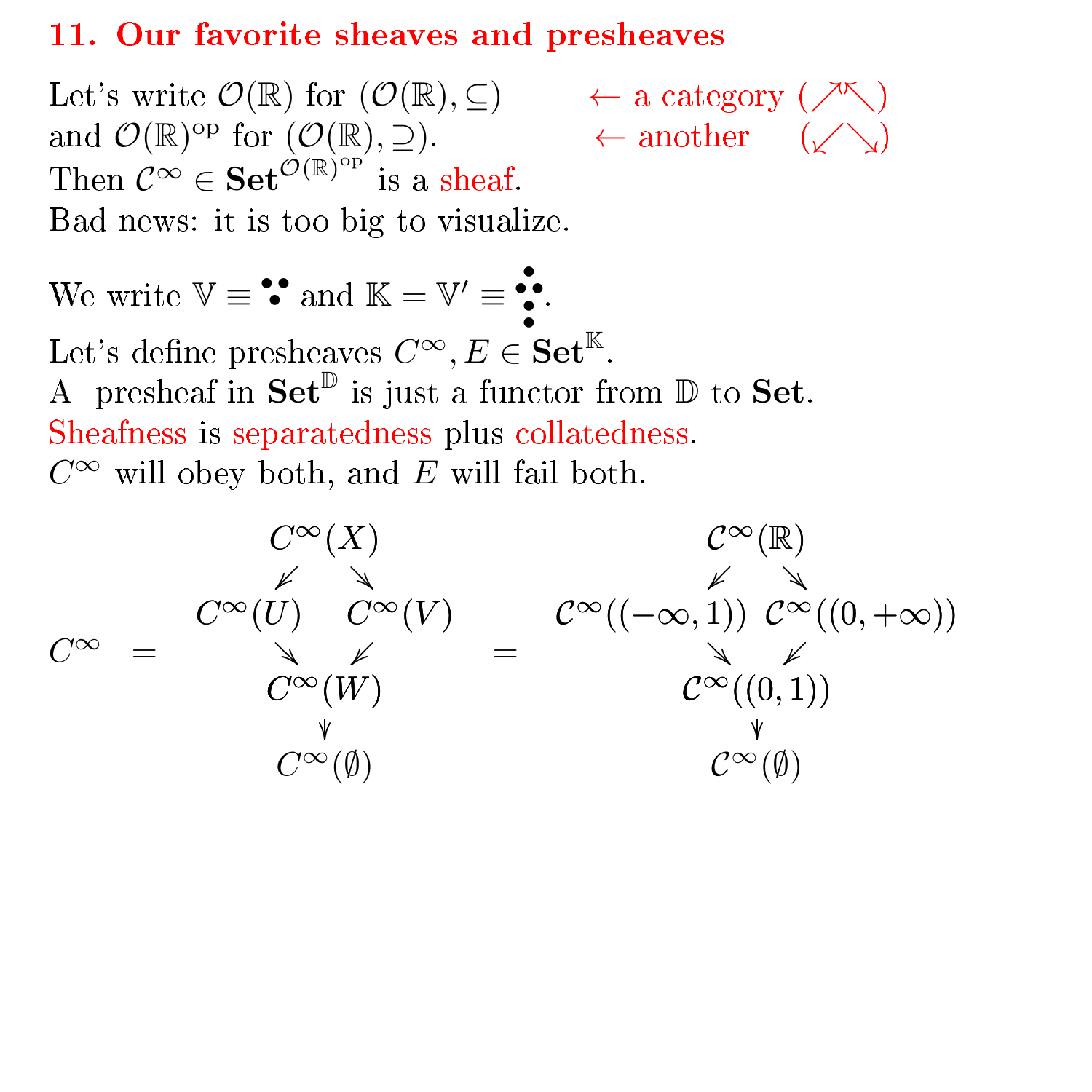## 11. Our favorite sheaves and presheaves

Let's write $\mathcal{O}(\mathbb{R})$ for $(\mathcal{O}(\mathbb{R}), \subseteq)$ ← a category $(\nearrow\nwarrow)$

and $\mathcal{O}(\mathbb{R})^{\text{op}}$ for $(\mathcal{O}(\mathbb{R}), \supseteq)$. ← another $(\swarrow\searrow)$

Then $\mathcal{C}^\infty \in \mathbf{Set}^{\mathcal{O}(\mathbb{R})^{\text{op}}}$ is a sheaf.

Bad news: it is too big to visualize.

We write $\mathbb{V} \equiv$ ⁚̇ and $\mathbb{K} = \mathbb{V}' \equiv$ ⁝.

Let's define presheaves $C^\infty, E \in \mathbf{Set}^{\mathbb{K}}$.

A presheaf in $\mathbf{Set}^{\mathbb{D}}$ is just a functor from $\mathbb{D}$ to $\mathbf{Set}$.

Sheafness is separatedness plus collatedness.

$C^\infty$ will obey both, and $E$ will fail both.

$$
C^\infty \quad = \quad
\begin{array}{ccccc}
 & & C^\infty(X) & & \\
 & \swarrow & & \searrow & \\
C^\infty(U) & & & & C^\infty(V) \\
 & \searrow & & \swarrow & \\
 & & C^\infty(W) & & \\
 & & \downarrow & & \\
 & & C^\infty(\emptyset) & &
\end{array}
\quad = \quad
\begin{array}{ccccc}
 & & \mathcal{C}^\infty(\mathbb{R}) & & \\
 & \swarrow & & \searrow & \\
\mathcal{C}^\infty((-\infty,1)) & & & & \mathcal{C}^\infty((0,+\infty)) \\
 & \searrow & & \swarrow & \\
 & & \mathcal{C}^\infty((0,1)) & & \\
 & & \downarrow & & \\
 & & \mathcal{C}^\infty(\emptyset) & &
\end{array}
$$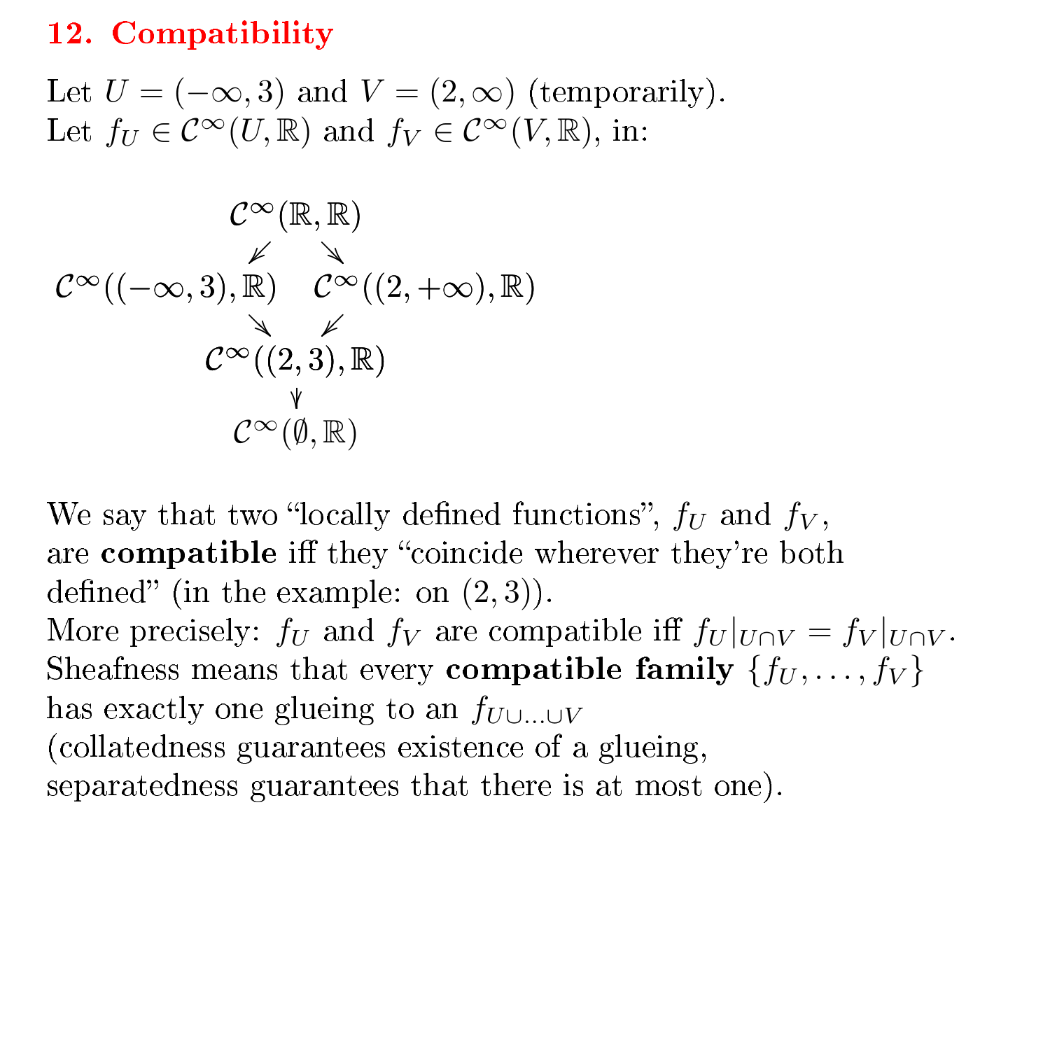## 12. Compatibility

Let $U = (-\infty, 3)$ and $V = (2, \infty)$ (temporarily).
Let $f_U \in \mathcal{C}^\infty(U, \mathbb{R})$ and $f_V \in \mathcal{C}^\infty(V, \mathbb{R})$, in:

$$
\begin{array}{ccc}
 & \mathcal{C}^\infty(\mathbb{R}, \mathbb{R}) & \\
\swarrow & & \searrow \\
\mathcal{C}^\infty((-\infty, 3), \mathbb{R}) & & \mathcal{C}^\infty((2, +\infty), \mathbb{R}) \\
\searrow & & \swarrow \\
 & \mathcal{C}^\infty((2, 3), \mathbb{R}) & \\
 & \downarrow & \\
 & \mathcal{C}^\infty(\emptyset, \mathbb{R}) &
\end{array}
$$

We say that two "locally defined functions", $f_U$ and $f_V$, are **compatible** iff they "coincide wherever they're both defined" (in the example: on $(2, 3)$).
More precisely: $f_U$ and $f_V$ are compatible iff $f_U|_{U \cap V} = f_V|_{U \cap V}$.
Sheafness means that every **compatible family** $\{f_U, \ldots, f_V\}$ has exactly one glueing to an $f_{U \cup \ldots \cup V}$
(collatedness guarantees existence of a glueing, separatedness guarantees that there is at most one).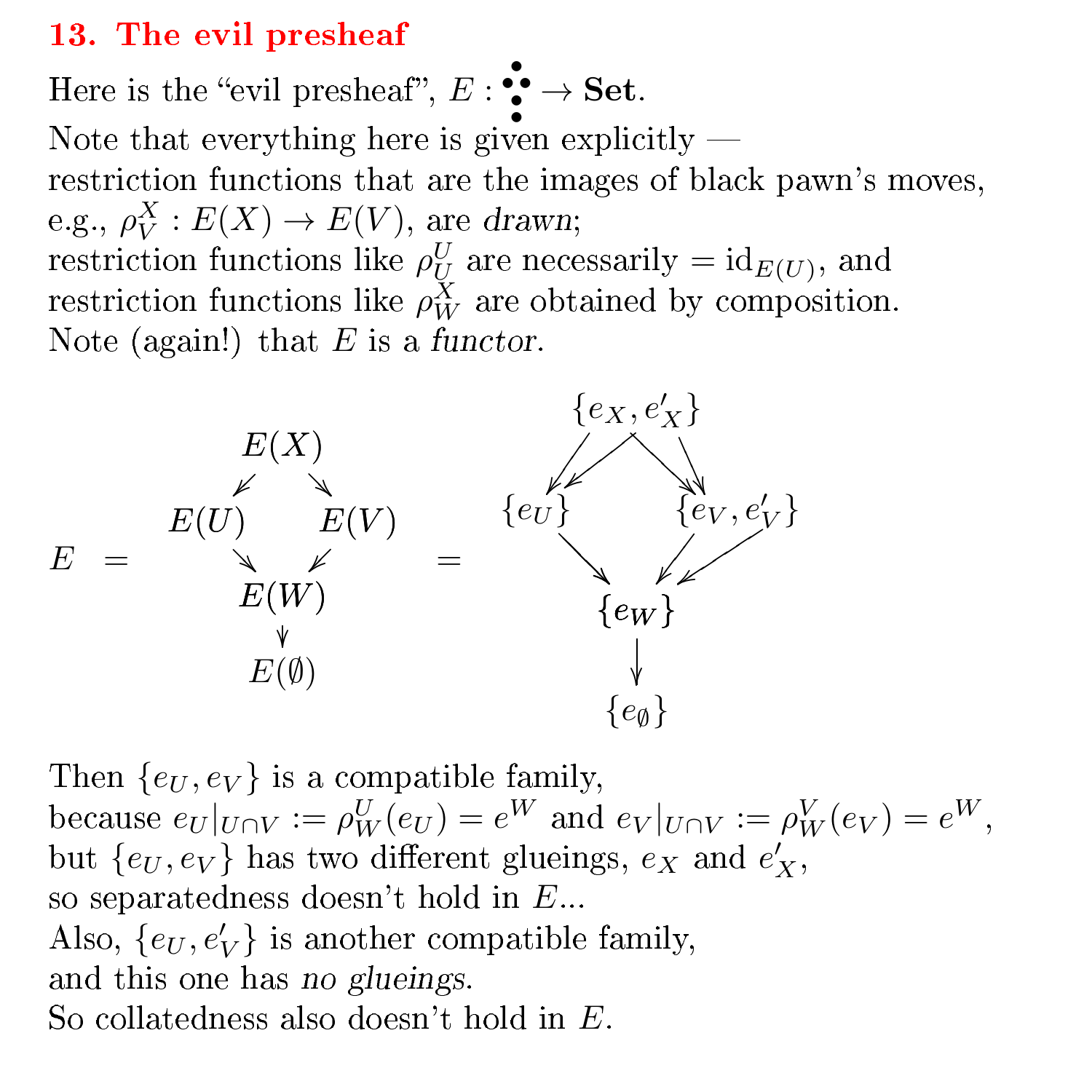## 13. The evil presheaf

Here is the "evil presheaf", $E : \begin{smallmatrix} & \bullet & \\ \bullet & & \bullet \\ & \bullet & \\ & \bullet & \end{smallmatrix} \to \mathbf{Set}$.
Note that everything here is given explicitly —
restriction functions that are the images of black pawn's moves, e.g., $\rho^X_V : E(X) \to E(V)$, are *drawn*;
restriction functions like $\rho^U_U$ are necessarily $= \mathrm{id}_{E(U)}$, and
restriction functions like $\rho^X_W$ are obtained by composition.
Note (again!) that $E$ is a *functor*.

$$
E \;=\; \begin{array}{ccc} & E(X) & \\ \swarrow & & \searrow \\ E(U) & & E(V) \\ \searrow & & \swarrow \\ & E(W) & \\ & \downarrow & \\ & E(\emptyset) & \end{array} \;=\; \begin{array}{ccc} & \{e_X, e'_X\} & \\ \swarrow & & \searrow \\ \{e_U\} & & \{e_V, e'_V\} \\ \searrow & & \swarrow \\ & \{e_W\} & \\ & \downarrow & \\ & \{e_\emptyset\} & \end{array}
$$

Then $\{e_U, e_V\}$ is a compatible family,
because $e_U|_{U \cap V} := \rho^U_W(e_U) = e^W$ and $e_V|_{U \cap V} := \rho^V_W(e_V) = e^W$,
but $\{e_U, e_V\}$ has two different glueings, $e_X$ and $e'_X$,
so separatedness doesn't hold in $E$...
Also, $\{e_U, e'_V\}$ is another compatible family,
and this one has *no glueings*.
So collatedness also doesn't hold in $E$.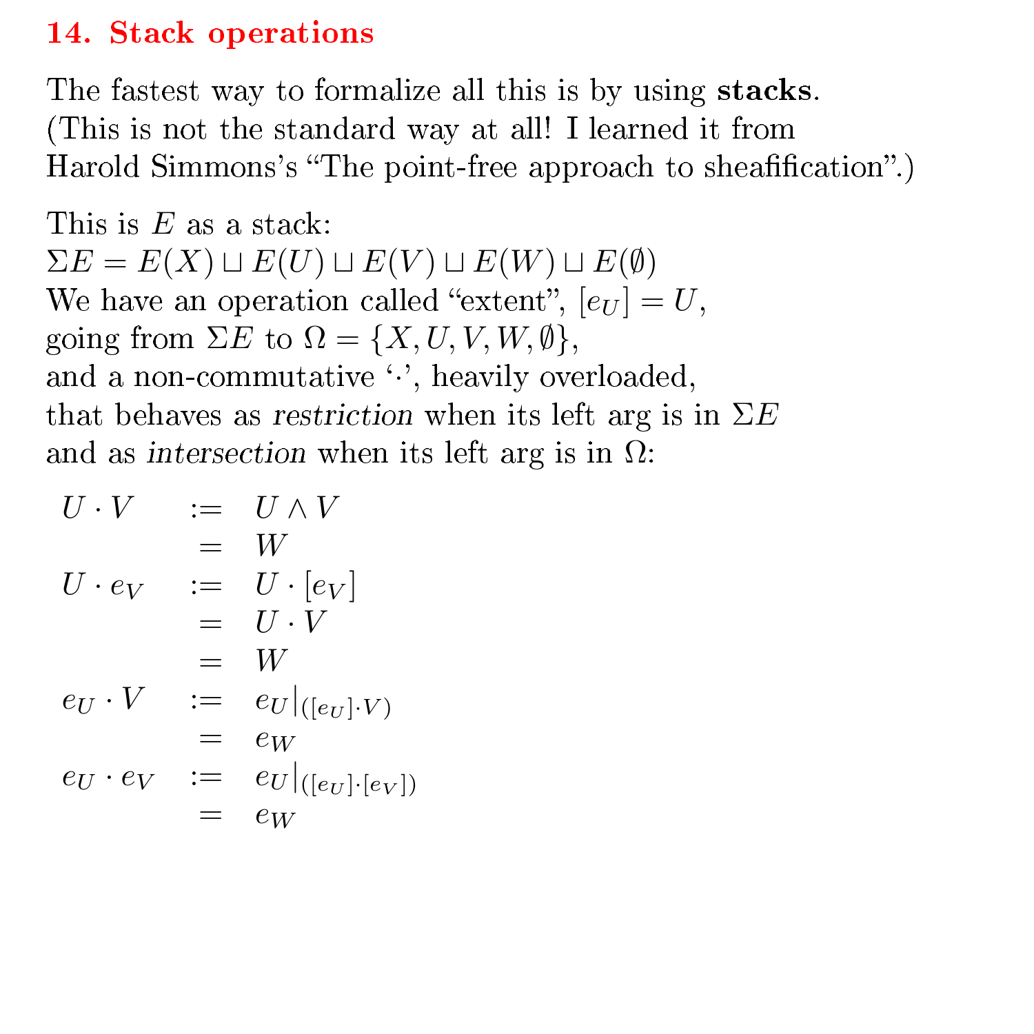## 14. Stack operations

The fastest way to formalize all this is by using **stacks**.
(This is not the standard way at all! I learned it from Harold Simmons's "The point-free approach to sheafification".)

This is $E$ as a stack:
$\Sigma E = E(X) \sqcup E(U) \sqcup E(V) \sqcup E(W) \sqcup E(\emptyset)$
We have an operation called "extent", $[e_U] = U$,
going from $\Sigma E$ to $\Omega = \{X, U, V, W, \emptyset\}$,
and a non-commutative '$\cdot$', heavily overloaded,
that behaves as *restriction* when its left arg is in $\Sigma E$
and as *intersection* when its left arg is in $\Omega$:

$$
\begin{array}{rcl}
U \cdot V & := & U \wedge V \\
 & = & W \\
U \cdot e_V & := & U \cdot [e_V] \\
 & = & U \cdot V \\
 & = & W \\
e_U \cdot V & := & e_U|_{([e_U] \cdot V)} \\
 & = & e_W \\
e_U \cdot e_V & := & e_U|_{([e_U] \cdot [e_V])} \\
 & = & e_W
\end{array}
$$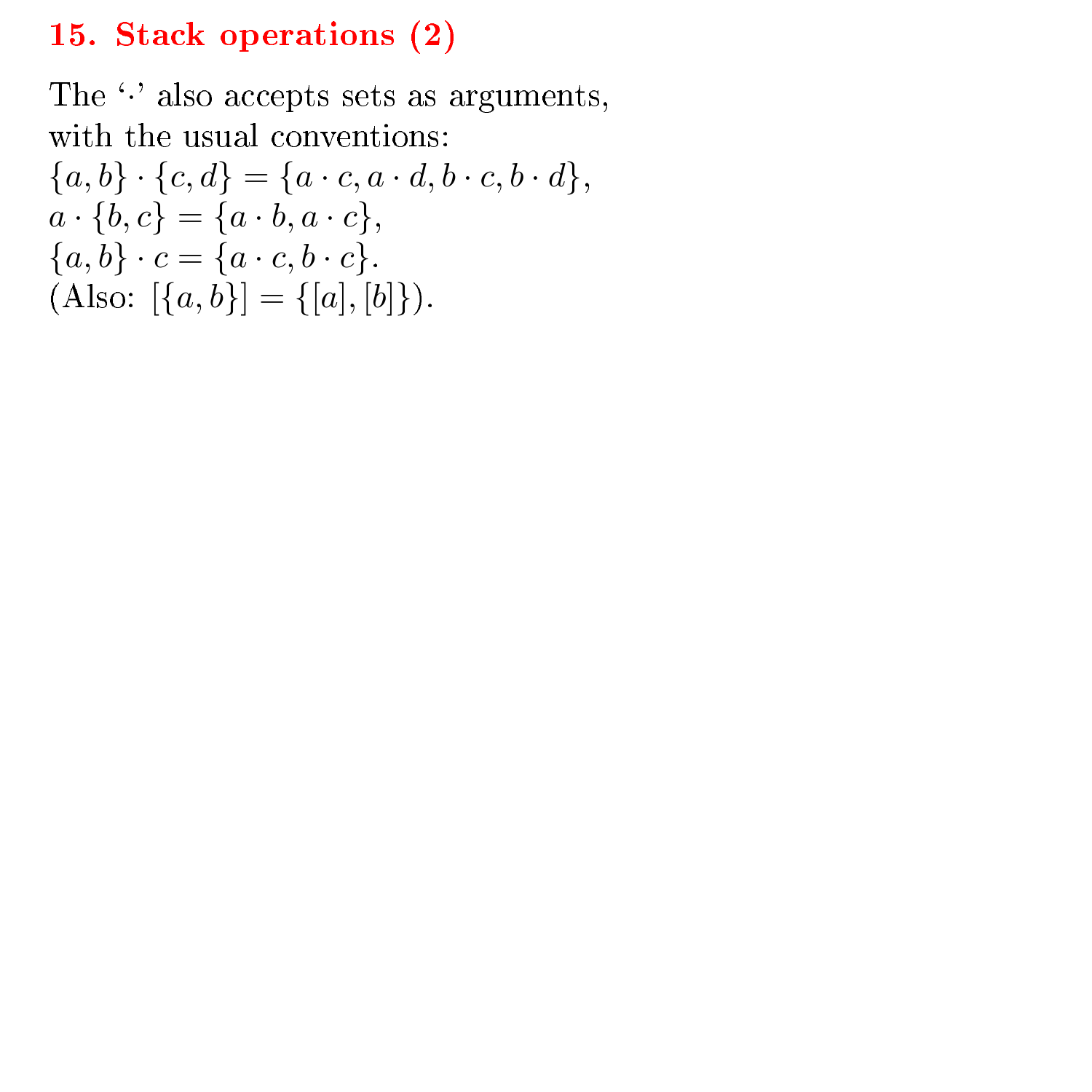## 15. Stack operations (2)

The '$\cdot$' also accepts sets as arguments, with the usual conventions:
$\{a, b\} \cdot \{c, d\} = \{a \cdot c, a \cdot d, b \cdot c, b \cdot d\}$,
$a \cdot \{b, c\} = \{a \cdot b, a \cdot c\}$,
$\{a, b\} \cdot c = \{a \cdot c, b \cdot c\}$.
(Also: $[\{a, b\}] = \{[a], [b]\}$).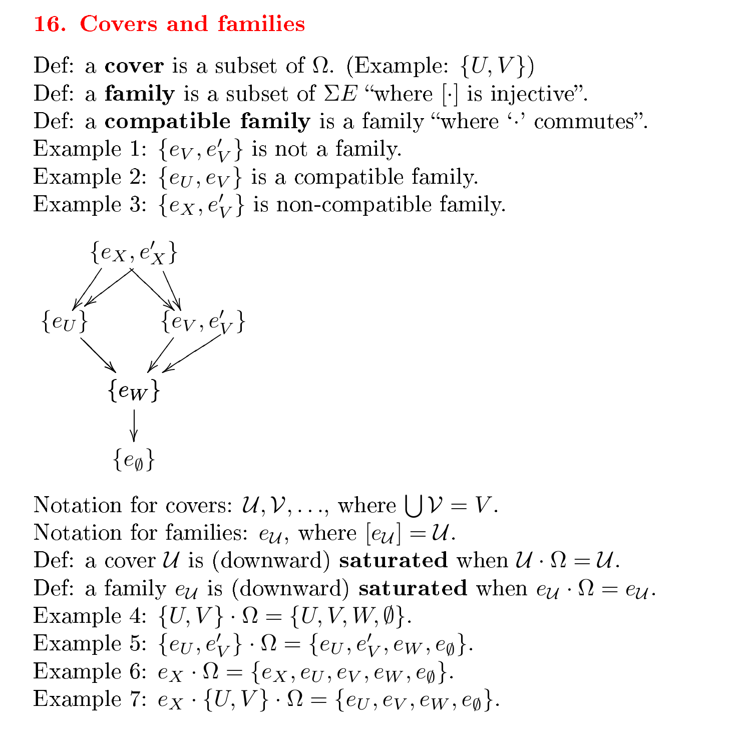## 16. Covers and families

Def: a **cover** is a subset of $\Omega$. (Example: $\{U, V\}$)
Def: a **family** is a subset of $\Sigma E$ "where $[\cdot]$ is injective".
Def: a **compatible family** is a family "where '$\cdot$' commutes".
Example 1: $\{e_V, e'_V\}$ is not a family.
Example 2: $\{e_U, e_V\}$ is a compatible family.
Example 3: $\{e_X, e'_V\}$ is non-compatible family.

```
        {e_X, e'_X}
        //       \\
       v v        v v
   {e_U}        {e_V, e'_V}
       \          / /
        v        v v
          {e_W}
            |
            v
          {e_∅}
```

Notation for covers: $\mathcal{U}, \mathcal{V}, \ldots$, where $\bigcup \mathcal{V} = V$.
Notation for families: $e_\mathcal{U}$, where $[e_\mathcal{U}] = \mathcal{U}$.
Def: a cover $\mathcal{U}$ is (downward) **saturated** when $\mathcal{U} \cdot \Omega = \mathcal{U}$.
Def: a family $e_\mathcal{U}$ is (downward) **saturated** when $e_\mathcal{U} \cdot \Omega = e_\mathcal{U}$.
Example 4: $\{U, V\} \cdot \Omega = \{U, V, W, \emptyset\}$.
Example 5: $\{e_U, e'_V\} \cdot \Omega = \{e_U, e'_V, e_W, e_\emptyset\}$.
Example 6: $e_X \cdot \Omega = \{e_X, e_U, e_V, e_W, e_\emptyset\}$.
Example 7: $e_X \cdot \{U, V\} \cdot \Omega = \{e_U, e_V, e_W, e_\emptyset\}$.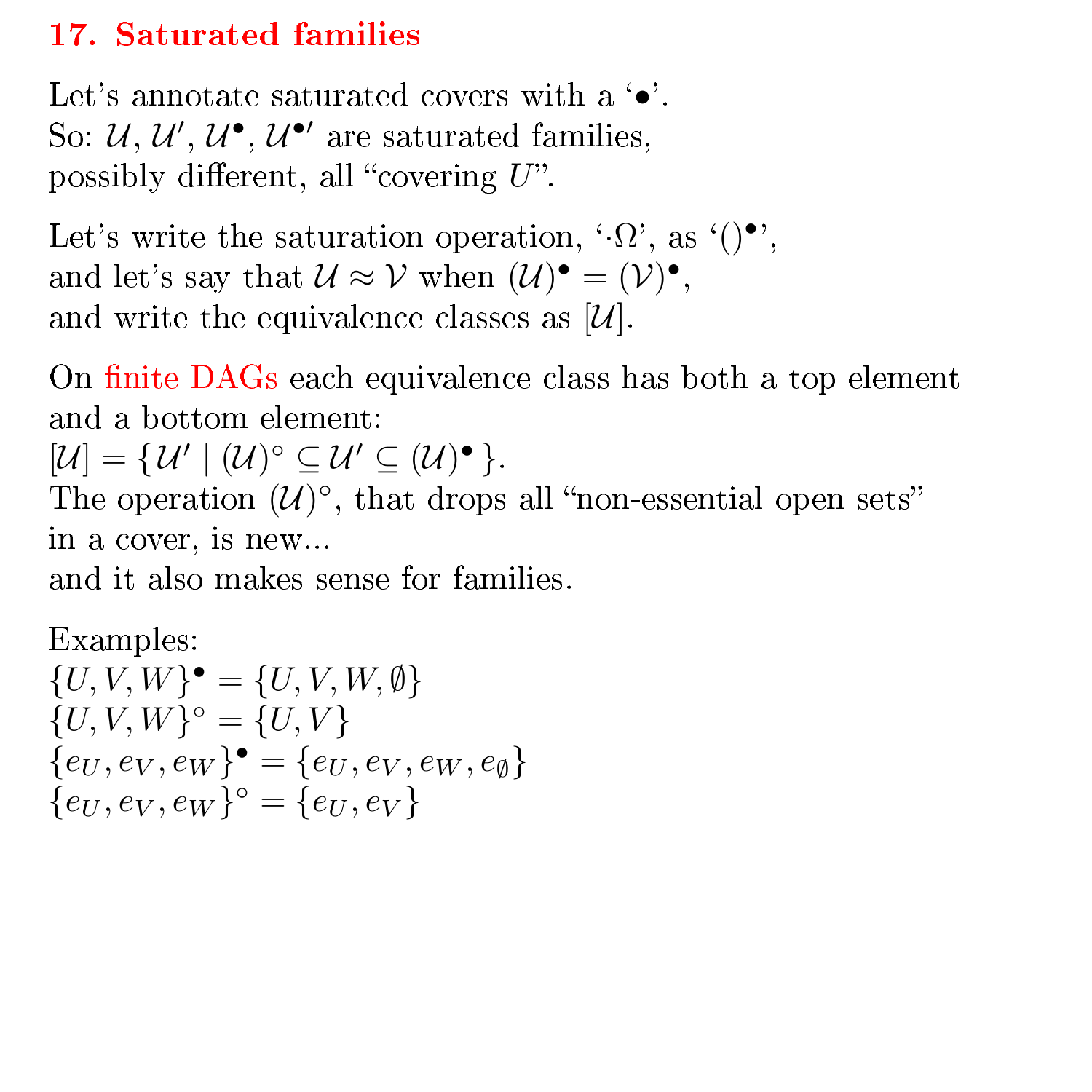## 17. Saturated families

Let's annotate saturated covers with a '$\bullet$'.
So: $\mathcal{U}$, $\mathcal{U}'$, $\mathcal{U}^\bullet$, $\mathcal{U}^{\bullet\prime}$ are saturated families,
possibly different, all "covering $U$".

Let's write the saturation operation, '$\cdot\Omega$', as '$()^\bullet$',
and let's say that $\mathcal{U} \approx \mathcal{V}$ when $(\mathcal{U})^\bullet = (\mathcal{V})^\bullet$,
and write the equivalence classes as $[\mathcal{U}]$.

On finite DAGs each equivalence class has both a top element
and a bottom element:
$[\mathcal{U}] = \{\, \mathcal{U}' \mid (\mathcal{U})^\circ \subseteq \mathcal{U}' \subseteq (\mathcal{U})^\bullet \,\}$.
The operation $(\mathcal{U})^\circ$, that drops all "non-essential open sets"
in a cover, is new...
and it also makes sense for families.

Examples:
$\{U, V, W\}^\bullet = \{U, V, W, \emptyset\}$
$\{U, V, W\}^\circ = \{U, V\}$
$\{e_U, e_V, e_W\}^\bullet = \{e_U, e_V, e_W, e_\emptyset\}$
$\{e_U, e_V, e_W\}^\circ = \{e_U, e_V\}$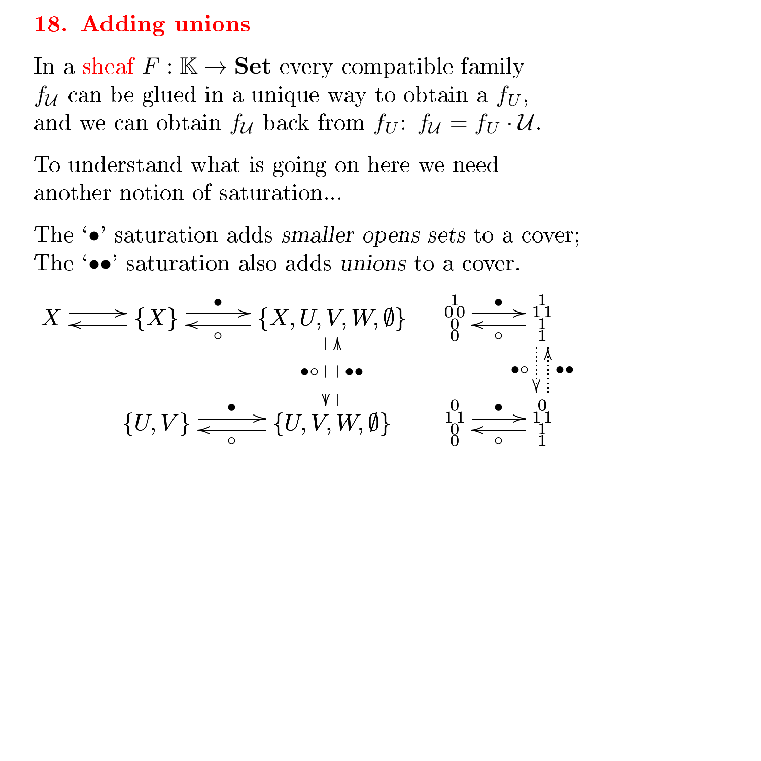## 18. Adding unions

In a sheaf $F : \mathbb{K} \to \mathbf{Set}$ every compatible family $f_{\mathcal{U}}$ can be glued in a unique way to obtain a $f_U$, and we can obtain $f_{\mathcal{U}}$ back from $f_U$: $f_{\mathcal{U}} = f_U \cdot \mathcal{U}$.

To understand what is going on here we need another notion of saturation...

The '•' saturation adds *smaller opens sets* to a cover;
The '••' saturation also adds *unions* to a cover.

$$
\begin{array}{ccccc}
X & \rightleftarrows & \{X\} & \underset{\circ}{\overset{\bullet}{\rightleftarrows}} & \{X, U, V, W, \emptyset\} \\
 & & & & \bullet\circ \downarrow \uparrow \bullet\bullet \\
 & & \{U, V\} & \underset{\circ}{\overset{\bullet}{\rightleftarrows}} & \{U, V, W, \emptyset\}
\end{array}
\qquad
\begin{array}{ccc}
\begin{smallmatrix} & 1 & \\ 0 & & 0 \\ & 0 & \\ & 0 & \end{smallmatrix} & \underset{\circ}{\overset{\bullet}{\rightleftarrows}} & \begin{smallmatrix} & 1 & \\ 1 & & 1 \\ & 1 & \\ & 1 & \end{smallmatrix} \\
 & & \bullet\circ \downarrow \uparrow \bullet\bullet \\
\begin{smallmatrix} & 0 & \\ 1 & & 1 \\ & 0 & \\ & 0 & \end{smallmatrix} & \underset{\circ}{\overset{\bullet}{\rightleftarrows}} & \begin{smallmatrix} & 0 & \\ 1 & & 1 \\ & 1 & \\ & 1 & \end{smallmatrix}
\end{array}
$$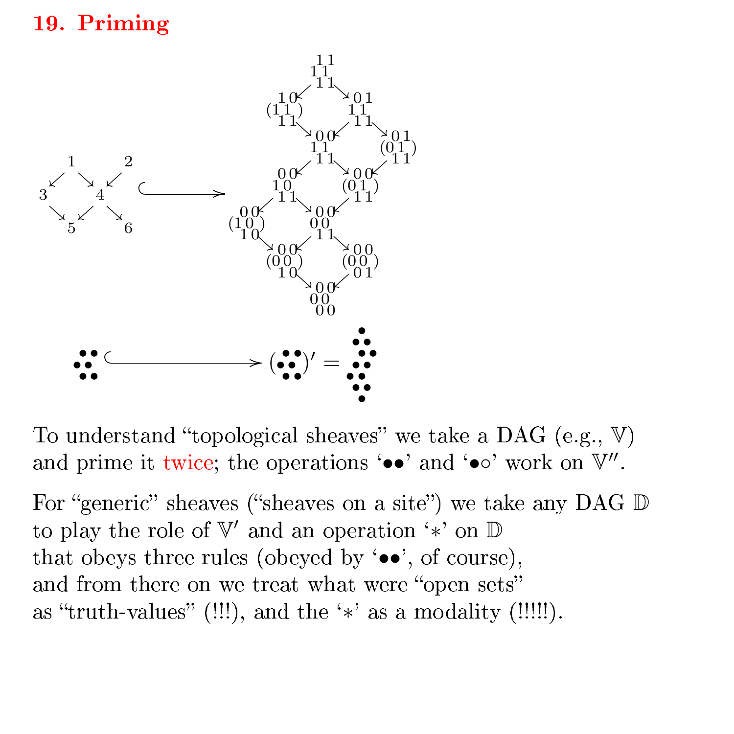## 19. Priming

To understand "topological sheaves" we take a DAG (e.g., $\mathbb{V}$) and prime it twice; the operations '••' and '•∘' work on $\mathbb{V}''$.

For "generic" sheaves ("sheaves on a site") we take any DAG $\mathbb{D}$ to play the role of $\mathbb{V}'$ and an operation '$*$' on $\mathbb{D}$ that obeys three rules (obeyed by '••', of course), and from there on we treat what were "open sets" as "truth-values" (!!!), and the '$*$' as a modality (!!!!!).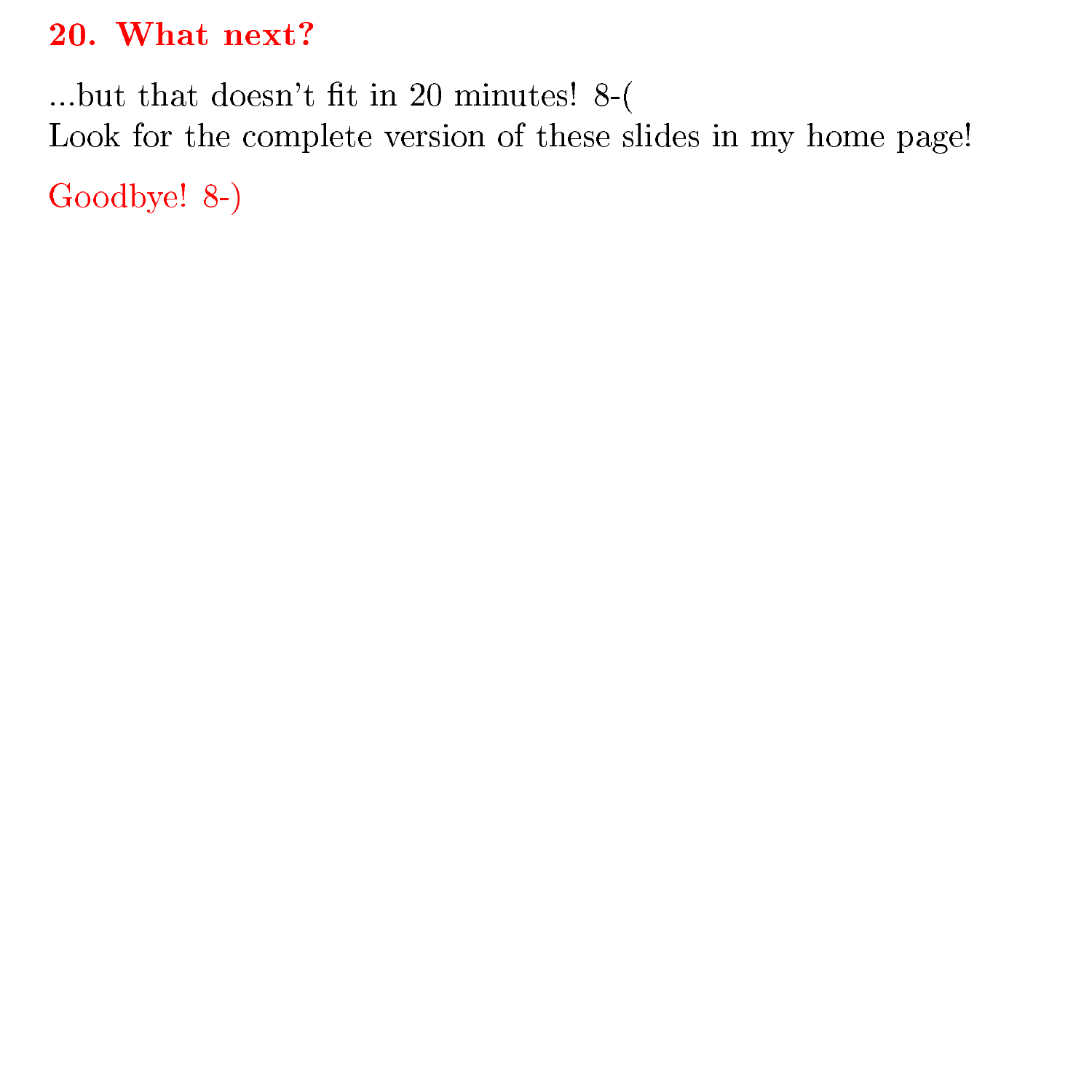## 20. What next?

...but that doesn't fit in 20 minutes! 8-(
Look for the complete version of these slides in my home page!

Goodbye! 8-)